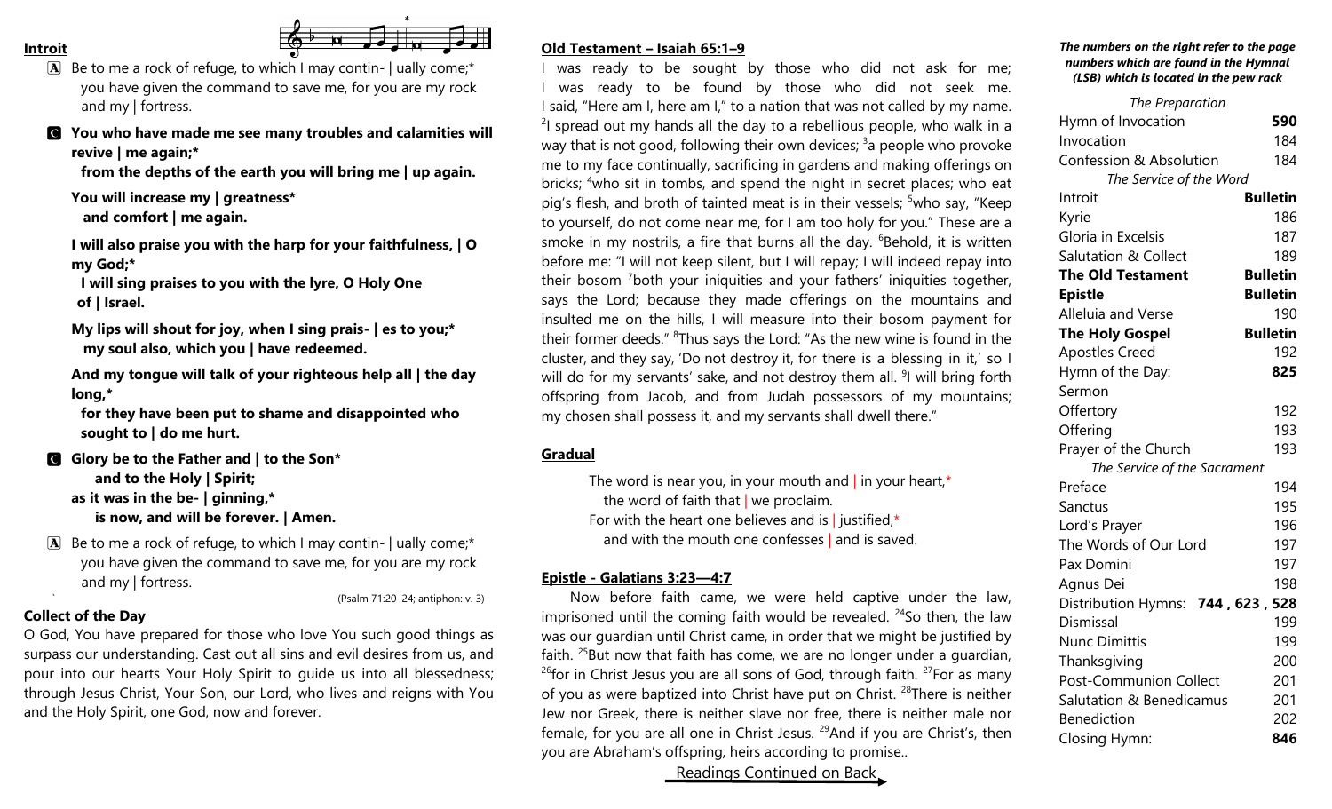**Introit**

A Be to me a rock of refuge, to which I may contin- | ually come;*
you have given the command to save me, for you are my rock and my | fortress.

**C You who have made me see many troubles and calamities will revive | me again;*
from the depths of the earth you will bring me | up again.**

**You will increase my | greatness*
and comfort | me again.**

**I will also praise you with the harp for your faithfulness, | O my God;*
I will sing praises to you with the lyre, O Holy One of | Israel.**

**My lips will shout for joy, when I sing prais- | es to you;*
my soul also, which you | have redeemed.**

**And my tongue will talk of your righteous help all | the day long,*
for they have been put to shame and disappointed who sought to | do me hurt.**

**C Glory be to the Father and | to the Son*
and to the Holy | Spirit;
as it was in the be- | ginning,*
is now, and will be forever. | Amen.**

A Be to me a rock of refuge, to which I may contin- | ually come;*
you have given the command to save me, for you are my rock and my | fortress.

(Psalm 71:20–24; antiphon: v. 3)

**Collect of the Day**

O God, You have prepared for those who love You such good things as surpass our understanding. Cast out all sins and evil desires from us, and pour into our hearts Your Holy Spirit to guide us into all blessedness; through Jesus Christ, Your Son, our Lord, who lives and reigns with You and the Holy Spirit, one God, now and forever.

**Old Testament – Isaiah 65:1–9**

I was ready to be sought by those who did not ask for me; I was ready to be found by those who did not seek me. I said, "Here am I, here am I," to a nation that was not called by my name. [2]I spread out my hands all the day to a rebellious people, who walk in a way that is not good, following their own devices; [3]a people who provoke me to my face continually, sacrificing in gardens and making offerings on bricks; [4]who sit in tombs, and spend the night in secret places; who eat pig's flesh, and broth of tainted meat is in their vessels; [5]who say, "Keep to yourself, do not come near me, for I am too holy for you." These are a smoke in my nostrils, a fire that burns all the day. [6]Behold, it is written before me: "I will not keep silent, but I will repay; I will indeed repay into their bosom [7]both your iniquities and your fathers' iniquities together, says the Lord; because they made offerings on the mountains and insulted me on the hills, I will measure into their bosom payment for their former deeds." [8]Thus says the Lord: "As the new wine is found in the cluster, and they say, 'Do not destroy it, for there is a blessing in it,' so I will do for my servants' sake, and not destroy them all. [9]I will bring forth offspring from Jacob, and from Judah possessors of my mountains; my chosen shall possess it, and my servants shall dwell there."

**Gradual**

The word is near you, in your mouth and | in your heart,*
the word of faith that | we proclaim.
For with the heart one believes and is | justified,*
and with the mouth one confesses | and is saved.

**Epistle - Galatians 3:23—4:7**

Now before faith came, we were held captive under the law, imprisoned until the coming faith would be revealed. [24]So then, the law was our guardian until Christ came, in order that we might be justified by faith. [25]But now that faith has come, we are no longer under a guardian, [26]for in Christ Jesus you are all sons of God, through faith. [27]For as many of you as were baptized into Christ have put on Christ. [28]There is neither Jew nor Greek, there is neither slave nor free, there is neither male nor female, for you are all one in Christ Jesus. [29]And if you are Christ's, then you are Abraham's offspring, heirs according to promise..

Readings Continued on Back

***The numbers on the right refer to the page numbers which are found in the Hymnal (LSB) which is located in the pew rack***

| | |
|---|---|
| *The Preparation* | |
| Hymn of Invocation | **590** |
| Invocation | 184 |
| Confession & Absolution | 184 |
| *The Service of the Word* | |
| Introit | **Bulletin** |
| Kyrie | 186 |
| Gloria in Excelsis | 187 |
| Salutation & Collect | 189 |
| **The Old Testament** | **Bulletin** |
| **Epistle** | **Bulletin** |
| Alleluia and Verse | 190 |
| **The Holy Gospel** | **Bulletin** |
| Apostles Creed | 192 |
| Hymn of the Day: | **825** |
| Sermon | |
| Offertory | 192 |
| Offering | 193 |
| Prayer of the Church | 193 |
| *The Service of the Sacrament* | |
| Preface | 194 |
| Sanctus | 195 |
| Lord's Prayer | 196 |
| The Words of Our Lord | 197 |
| Pax Domini | 197 |
| Agnus Dei | 198 |
| Distribution Hymns: | **744 , 623 , 528** |
| Dismissal | 199 |
| Nunc Dimittis | 199 |
| Thanksgiving | 200 |
| Post-Communion Collect | 201 |
| Salutation & Benedicamus | 201 |
| Benediction | 202 |
| Closing Hymn: | **846** |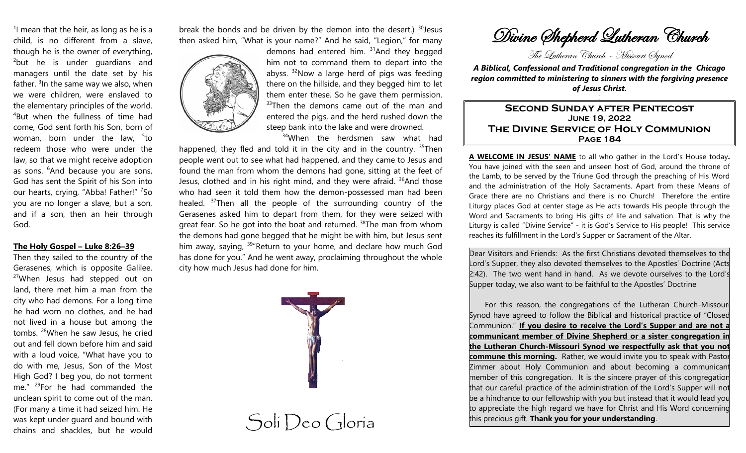[1]I mean that the heir, as long as he is a child, is no different from a slave, though he is the owner of everything, [2]but he is under guardians and managers until the date set by his father. [3]In the same way we also, when we were children, were enslaved to the elementary principles of the world. [4]But when the fullness of time had come, God sent forth his Son, born of woman, born under the law, [5]to redeem those who were under the law, so that we might receive adoption as sons. [6]And because you are sons, God has sent the Spirit of his Son into our hearts, crying, "Abba! Father!" [7]So you are no longer a slave, but a son, and if a son, then an heir through God.

**The Holy Gospel – Luke 8:26–39**

Then they sailed to the country of the Gerasenes, which is opposite Galilee. [27]When Jesus had stepped out on land, there met him a man from the city who had demons. For a long time he had worn no clothes, and he had not lived in a house but among the tombs. [28]When he saw Jesus, he cried out and fell down before him and said with a loud voice, "What have you to do with me, Jesus, Son of the Most High God? I beg you, do not torment me." [29]For he had commanded the unclean spirit to come out of the man. (For many a time it had seized him. He was kept under guard and bound with chains and shackles, but he would break the bonds and be driven by the demon into the desert.) [30]Jesus then asked him, "What is your name?" And he said, "Legion," for many demons had entered him. [31]And they begged him not to command them to depart into the abyss. [32]Now a large herd of pigs was feeding there on the hillside, and they begged him to let them enter these. So he gave them permission. [33]Then the demons came out of the man and entered the pigs, and the herd rushed down the steep bank into the lake and were drowned.

[34]When the herdsmen saw what had happened, they fled and told it in the city and in the country. [35]Then people went out to see what had happened, and they came to Jesus and found the man from whom the demons had gone, sitting at the feet of Jesus, clothed and in his right mind, and they were afraid. [36]And those who had seen it told them how the demon-possessed man had been healed. [37]Then all the people of the surrounding country of the Gerasenes asked him to depart from them, for they were seized with great fear. So he got into the boat and returned. [38]The man from whom the demons had gone begged that he might be with him, but Jesus sent him away, saying, [39]"Return to your home, and declare how much God has done for you." And he went away, proclaiming throughout the whole city how much Jesus had done for him.

Soli Deo Gloria

# Divine Shepherd Lutheran Church

The Lutheran Church ~ Missouri Synod

***A Biblical, Confessional and Traditional congregation in the Chicago region committed to ministering to sinners with the forgiving presence of Jesus Christ.***

## Second Sunday after Pentecost
## June 19, 2022
## The Divine Service of Holy Communion
## Page 184

**A WELCOME IN JESUS' NAME** to all who gather in the Lord's House today**.** You have joined with the seen and unseen host of God, around the throne of the Lamb, to be served by the Triune God through the preaching of His Word and the administration of the Holy Sacraments. Apart from these Means of Grace there are no Christians and there is no Church! Therefore the entire Liturgy places God at center stage as He acts towards His people through the Word and Sacraments to bring His gifts of life and salvation. That is why the Liturgy is called "Divine Service" - it is God's Service to His people! This service reaches its fulfillment in the Lord's Supper or Sacrament of the Altar.

Dear Visitors and Friends: As the first Christians devoted themselves to the Lord's Supper, they also devoted themselves to the Apostles' Doctrine (Acts 2:42). The two went hand in hand. As we devote ourselves to the Lord's Supper today, we also want to be faithful to the Apostles' Doctrine

For this reason, the congregations of the Lutheran Church-Missouri Synod have agreed to follow the Biblical and historical practice of "Closed Communion." **If you desire to receive the Lord's Supper and are not a communicant member of Divine Shepherd or a sister congregation in the Lutheran Church-Missouri Synod we respectfully ask that you not commune this morning.** Rather, we would invite you to speak with Pastor Zimmer about Holy Communion and about becoming a communicant member of this congregation. It is the sincere prayer of this congregation that our careful practice of the administration of the Lord's Supper will not be a hindrance to our fellowship with you but instead that it would lead you to appreciate the high regard we have for Christ and His Word concerning this precious gift. **Thank you for your understanding**.